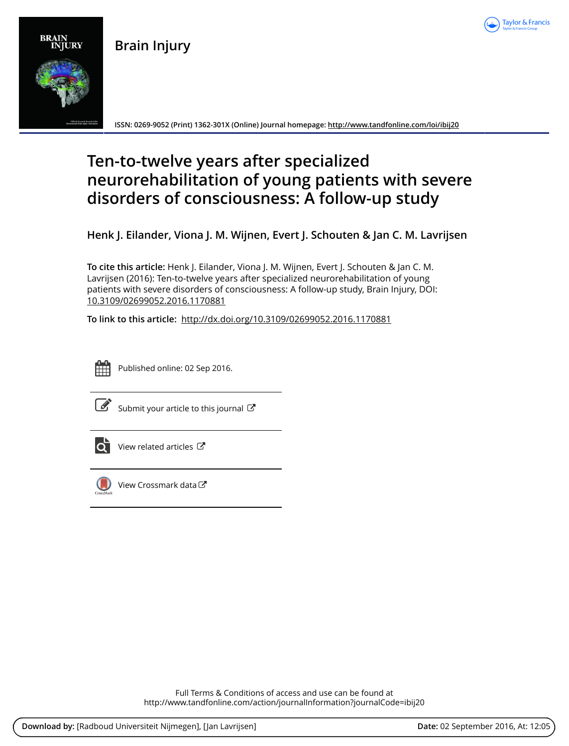# Brain Injury

ISSN: 0269-9052 (Print) 1362-301X (Online) Journal homepage: http://www.tandfonline.com/loi/ibij20

# Ten-to-twelve years after specialized neurorehabilitation of young patients with severe disorders of consciousness: A follow-up study

**Henk J. Eilander, Viona J. M. Wijnen, Evert J. Schouten & Jan C. M. Lavrijsen**

**To cite this article:** Henk J. Eilander, Viona J. M. Wijnen, Evert J. Schouten & Jan C. M. Lavrijsen (2016): Ten-to-twelve years after specialized neurorehabilitation of young patients with severe disorders of consciousness: A follow-up study, Brain Injury, DOI: 10.3109/02699052.2016.1170881

**To link to this article:** http://dx.doi.org/10.3109/02699052.2016.1170881

Published online: 02 Sep 2016.

Submit your article to this journal

View related articles

View Crossmark data

Full Terms & Conditions of access and use can be found at
http://www.tandfonline.com/action/journalInformation?journalCode=ibij20

**Download by:** [Radboud Universiteit Nijmegen], [Jan Lavrijsen] **Date:** 02 September 2016, At: 12:05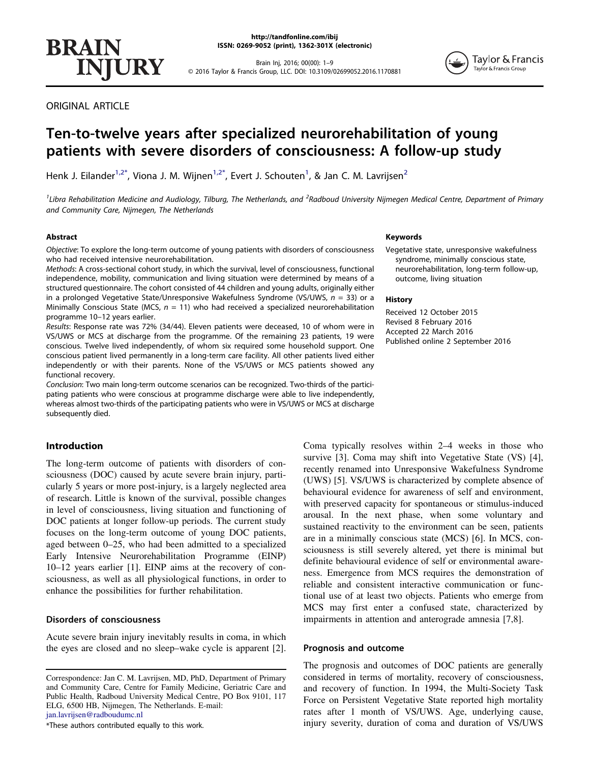ORIGINAL ARTICLE

# Ten-to-twelve years after specialized neurorehabilitation of young patients with severe disorders of consciousness: A follow-up study

Henk J. Eilander[1,2*], Viona J. M. Wijnen[1,2*], Evert J. Schouten[1], & Jan C. M. Lavrijsen[2]

[1]Libra Rehabilitation Medicine and Audiology, Tilburg, The Netherlands, and [2]Radboud University Nijmegen Medical Centre, Department of Primary and Community Care, Nijmegen, The Netherlands

### Abstract

*Objective*: To explore the long-term outcome of young patients with disorders of consciousness who had received intensive neurorehabilitation.

*Methods*: A cross-sectional cohort study, in which the survival, level of consciousness, functional independence, mobility, communication and living situation were determined by means of a structured questionnaire. The cohort consisted of 44 children and young adults, originally either in a prolonged Vegetative State/Unresponsive Wakefulness Syndrome (VS/UWS, $n$ = 33) or a Minimally Conscious State (MCS, $n$ = 11) who had received a specialized neurorehabilitation programme 10–12 years earlier.

*Results*: Response rate was 72% (34/44). Eleven patients were deceased, 10 of whom were in VS/UWS or MCS at discharge from the programme. Of the remaining 23 patients, 19 were conscious. Twelve lived independently, of whom six required some household support. One conscious patient lived permanently in a long-term care facility. All other patients lived either independently or with their parents. None of the VS/UWS or MCS patients showed any functional recovery.

*Conclusion*: Two main long-term outcome scenarios can be recognized. Two-thirds of the participating patients who were conscious at programme discharge were able to live independently, whereas almost two-thirds of the participating patients who were in VS/UWS or MCS at discharge subsequently died.

### Keywords

Vegetative state, unresponsive wakefulness syndrome, minimally conscious state, neurorehabilitation, long-term follow-up, outcome, living situation

### History

Received 12 October 2015
Revised 8 February 2016
Accepted 22 March 2016
Published online 2 September 2016

## Introduction

The long-term outcome of patients with disorders of consciousness (DOC) caused by acute severe brain injury, particularly 5 years or more post-injury, is a largely neglected area of research. Little is known of the survival, possible changes in level of consciousness, living situation and functioning of DOC patients at longer follow-up periods. The current study focuses on the long-term outcome of young DOC patients, aged between 0–25, who had been admitted to a specialized Early Intensive Neurorehabilitation Programme (EINP) 10–12 years earlier [1]. EINP aims at the recovery of consciousness, as well as all physiological functions, in order to enhance the possibilities for further rehabilitation.

### Disorders of consciousness

Acute severe brain injury inevitably results in coma, in which the eyes are closed and no sleep–wake cycle is apparent [2]. Coma typically resolves within 2–4 weeks in those who survive [3]. Coma may shift into Vegetative State (VS) [4], recently renamed into Unresponsive Wakefulness Syndrome (UWS) [5]. VS/UWS is characterized by complete absence of behavioural evidence for awareness of self and environment, with preserved capacity for spontaneous or stimulus-induced arousal. In the next phase, when some voluntary and sustained reactivity to the environment can be seen, patients are in a minimally conscious state (MCS) [6]. In MCS, consciousness is still severely altered, yet there is minimal but definite behavioural evidence of self or environmental awareness. Emergence from MCS requires the demonstration of reliable and consistent interactive communication or functional use of at least two objects. Patients who emerge from MCS may first enter a confused state, characterized by impairments in attention and anterograde amnesia [7,8].

### Prognosis and outcome

The prognosis and outcomes of DOC patients are generally considered in terms of mortality, recovery of consciousness, and recovery of function. In 1994, the Multi-Society Task Force on Persistent Vegetative State reported high mortality rates after 1 month of VS/UWS. Age, underlying cause, injury severity, duration of coma and duration of VS/UWS

Correspondence: Jan C. M. Lavrijsen, MD, PhD, Department of Primary and Community Care, Centre for Family Medicine, Geriatric Care and Public Health, Radboud University Medical Centre, PO Box 9101, 117 ELG, 6500 HB, Nijmegen, The Netherlands. E-mail: jan.lavrijsen@radboudumc.nl

*These authors contributed equally to this work.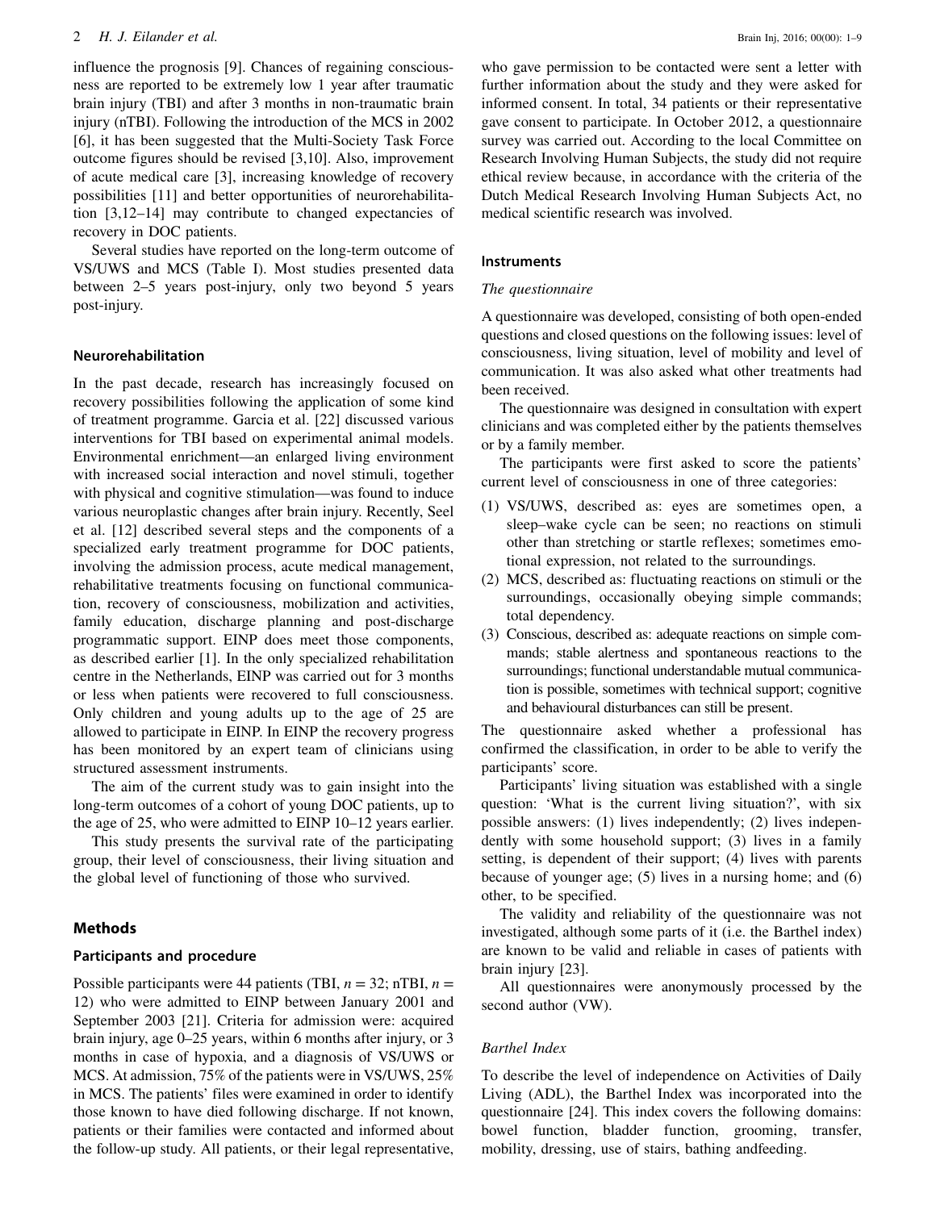influence the prognosis [9]. Chances of regaining consciousness are reported to be extremely low 1 year after traumatic brain injury (TBI) and after 3 months in non-traumatic brain injury (nTBI). Following the introduction of the MCS in 2002 [6], it has been suggested that the Multi-Society Task Force outcome figures should be revised [3,10]. Also, improvement of acute medical care [3], increasing knowledge of recovery possibilities [11] and better opportunities of neurorehabilitation [3,12–14] may contribute to changed expectancies of recovery in DOC patients.

Several studies have reported on the long-term outcome of VS/UWS and MCS (Table I). Most studies presented data between 2–5 years post-injury, only two beyond 5 years post-injury.

### Neurorehabilitation

In the past decade, research has increasingly focused on recovery possibilities following the application of some kind of treatment programme. Garcia et al. [22] discussed various interventions for TBI based on experimental animal models. Environmental enrichment—an enlarged living environment with increased social interaction and novel stimuli, together with physical and cognitive stimulation—was found to induce various neuroplastic changes after brain injury. Recently, Seel et al. [12] described several steps and the components of a specialized early treatment programme for DOC patients, involving the admission process, acute medical management, rehabilitative treatments focusing on functional communication, recovery of consciousness, mobilization and activities, family education, discharge planning and post-discharge programmatic support. EINP does meet those components, as described earlier [1]. In the only specialized rehabilitation centre in the Netherlands, EINP was carried out for 3 months or less when patients were recovered to full consciousness. Only children and young adults up to the age of 25 are allowed to participate in EINP. In EINP the recovery progress has been monitored by an expert team of clinicians using structured assessment instruments.

The aim of the current study was to gain insight into the long-term outcomes of a cohort of young DOC patients, up to the age of 25, who were admitted to EINP 10–12 years earlier.

This study presents the survival rate of the participating group, their level of consciousness, their living situation and the global level of functioning of those who survived.

## Methods

### Participants and procedure

Possible participants were 44 patients (TBI, $n = 32$; nTBI, $n = 12$) who were admitted to EINP between January 2001 and September 2003 [21]. Criteria for admission were: acquired brain injury, age 0–25 years, within 6 months after injury, or 3 months in case of hypoxia, and a diagnosis of VS/UWS or MCS. At admission, 75% of the patients were in VS/UWS, 25% in MCS. The patients' files were examined in order to identify those known to have died following discharge. If not known, patients or their families were contacted and informed about the follow-up study. All patients, or their legal representative, who gave permission to be contacted were sent a letter with further information about the study and they were asked for informed consent. In total, 34 patients or their representative gave consent to participate. In October 2012, a questionnaire survey was carried out. According to the local Committee on Research Involving Human Subjects, the study did not require ethical review because, in accordance with the criteria of the Dutch Medical Research Involving Human Subjects Act, no medical scientific research was involved.

### Instruments

#### *The questionnaire*

A questionnaire was developed, consisting of both open-ended questions and closed questions on the following issues: level of consciousness, living situation, level of mobility and level of communication. It was also asked what other treatments had been received.

The questionnaire was designed in consultation with expert clinicians and was completed either by the patients themselves or by a family member.

The participants were first asked to score the patients' current level of consciousness in one of three categories:

(1) VS/UWS, described as: eyes are sometimes open, a sleep–wake cycle can be seen; no reactions on stimuli other than stretching or startle reflexes; sometimes emotional expression, not related to the surroundings.
(2) MCS, described as: fluctuating reactions on stimuli or the surroundings, occasionally obeying simple commands; total dependency.
(3) Conscious, described as: adequate reactions on simple commands; stable alertness and spontaneous reactions to the surroundings; functional understandable mutual communication is possible, sometimes with technical support; cognitive and behavioural disturbances can still be present.

The questionnaire asked whether a professional has confirmed the classification, in order to be able to verify the participants' score.

Participants' living situation was established with a single question: 'What is the current living situation?', with six possible answers: (1) lives independently; (2) lives independently with some household support; (3) lives in a family setting, is dependent of their support; (4) lives with parents because of younger age; (5) lives in a nursing home; and (6) other, to be specified.

The validity and reliability of the questionnaire was not investigated, although some parts of it (i.e. the Barthel index) are known to be valid and reliable in cases of patients with brain injury [23].

All questionnaires were anonymously processed by the second author (VW).

#### *Barthel Index*

To describe the level of independence on Activities of Daily Living (ADL), the Barthel Index was incorporated into the questionnaire [24]. This index covers the following domains: bowel function, bladder function, grooming, transfer, mobility, dressing, use of stairs, bathing andfeeding.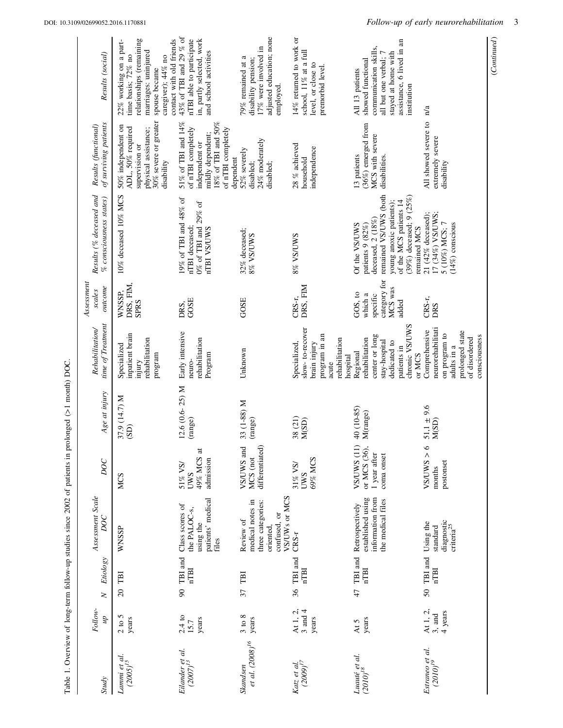Table 1. Overview of long-term follow-up studies since 2002 of patients in prolonged (>1 month) DOC.

| Study | Follow-up | N | Etiology | Assessment Scale DOC | DOC | Age at injury | Rehabilitation/ time of Treatment | Assessment scales outcome | Results (% deceased and % consciousness states) | Results (functional) of surviving patients | Results (social) |
|---|---|---|---|---|---|---|---|---|---|---|---|
| *Lammi et al. (2005)*[15] | 2 to 5 years | 20 | TBI | WNSSP | MCS | 37.9 (14.7) M (SD) | Specialized inpatient brain injury rehabilitation program | WNSSP, DRS, FIM, SPRS | 10% deceased 10% MCS | 50% independent on ADL, 50% required supervision or physical assistance; 30% severe or greater disability | 22% working on a part-time basis; 72% no relationships (remaining marriages: uninjured spouse became caregiver); 44% no contact with old friends |
| *Eilander et al. (2007)*[13] | 2.4 to 15.7 years | 90 | TBI and nTBI | Class scores of the PALOC-s, using the patients' medical files | 51% VS/ UWS 49% MCS at admission | 12.6 (0.6- 25) M (range) | Early intensive neuro-rehabilitation Program | DRS, GOSE | 19% of TBI and 48% of nTBI deceased; 0% of TBI and 29% of nTBI VS/UWS | 51% of TBI and 14% of nTBI completely independent or mildly dependent; 18% of TBI and 50% of nTBI completely dependent | 43% of TBI and 29 % of nTBI able to participate in, partly selected, work and school activities |
| *Skandsen et al. (2008)*[16] | 3 to 8 years | 37 | TBI | Review of medical notes in three categories: oriented, confused, or VS/UWs or MCS | VS/UWS and MCS (not differentiated) | 33 (1-88) M (range) | Unknown | GOSE | 32% deceased; 8% VS/UWS | 52% severely disabled; 24% moderately disabled; | 79% remained at a disability pension; 17% were involved in adjusted education; none employed. |
| *Katz, et al, (2009)*[17] | At 1, 2, 3 and 4 years | 36 | TBI and nTBI | CRS-r | 31% VS/ UWS 69% MCS | 38 (21) M(SD) | Specialized, slow- to-recover brain injury program in an acute rehabilitation hospital | CRS-r, DRS, FIM | 8% VS/UWS | 28 % achieved household independence | 14% returned to work or school, 11% at a full level, or close to premorbid level. |
| *Luauté et al. (2010)*[18] | At 5 years | 47 | TBI and nTBI | Retrospectively established using information from the medical files | VS/UWS (11) or MCS (36), 1 year after coma onset | 40 (10-85) M(range) | Regional rehabilitation center or long stay-hospital dedicated to patients in chronic VS/UWS or MCS | GOS, to which a specific category for MCS was added | Of the VS/UWS patients 9 (82%) deceased, 2 (18%) remained VS/UWS (both young anoxic patients); of the MCS patients 14 (39%) deceased; 9 (25%) remained MCS | 13 patients (36%) emerged from MCS with severe disabilities. | All 13 patients showed functional communication skills, all but one verbal; 7 stayed at home with assistance, 6 lived in an institution |
| *Estraneo et al. (2010)*[19] | At 1, 2, 3, and 4 years | 50 | TBI and nTBI | Using the standard diagnostic criteria[25] | VS/UWS > 6 months postonset | 51.1 ± 9.6 M(SD) | Comprehensive neurorehabilitati on program to adults in a prolonged state of disordered consciousness | CRS-r, DRS | 21 (42% deceased); 17 (34%) VS/UWS; 5 (10%) MCS; 7 (14%) conscious | All showed severe to extremely severe disability | n/a |

(*Continued*)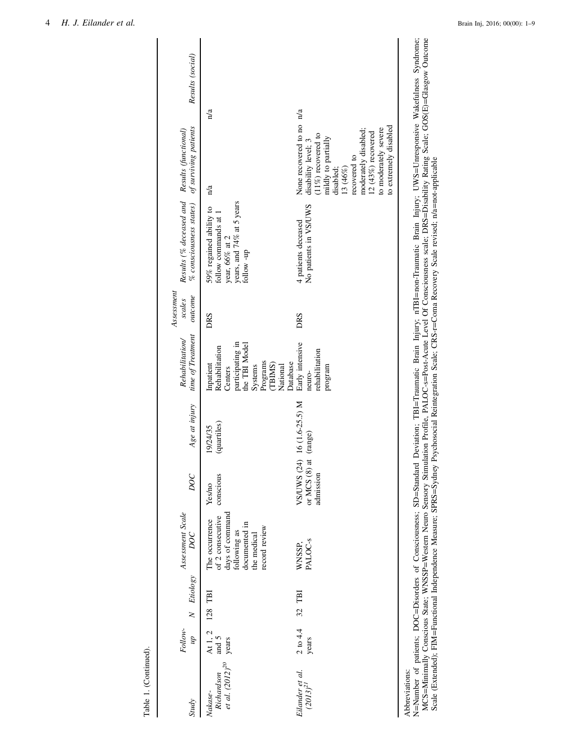Table 1. (Continued).

| Study | Follow-up | N | Etiology | Assessment Scale DOC | DOC | Age at injury | Rehabilitation/ time of Treatment | Assessment scales outcome | Results (% deceased and % consciousness states) | Results (functional) of surviving patients | Results (social) |
|---|---|---|---|---|---|---|---|---|---|---|---|
| Nakase-Richardson et al. (2012)[20] | At 1, 2 and 5 years | 128 | TBI | The occurrence of 2 consecutive days of command following as documented in the medical record review | Yes/no conscious | 19/24/35 (quartiles) | Inpatient Rehabilitation Centers participating in the TBI Model Systems Programs (TBIMS) National Database | DRS | 59% regained ability to follow commands at 1 year, 66% at 2 years, and 74% at 5 years follow -up | n/a | n/a |
| Eilander et al. (2013)[21] | 2 to 4.4 years | 32 | TBI | WNSSP, PALOC-s | VS/UWS (24) or MCS (8) at admission | 16 (1.6-25.5) M (range) | Early intensive neuro-rehabilitation program | DRS | 4 patients deceased No patients in VS/UWS | None recovered to no disability level; 3 (11%) recovered to mildly to partially disabled; 13 (46%) recovered to moderately disabled; 12 (43%) recovered to moderately severe to extremely disabled | n/a |

Abbreviations:
N=Number of patients; DOC=Disorders of Consciousness; SD=Standard Deviation; TBI=Traumatic Brain Injury; nTBI=non-Traumatic Brain Injury; UWS=Unresponsive Wakefulness Syndrome; MCS=Minimally Conscious State; WNSSP=Western Neuro Sensory Stimulation Profile, PALOC-s=Post-Acute Level Of Consciousness scale; DRS=Disability Rating Scale; GOS(E)=Glasgow Outcome Scale (Extended); FIM=Functional Independence Measure; SPRS=Sydney Psychosocial Reintegration Scale; CRS-r=Coma Recovery Scale revised; n/a=not-applicable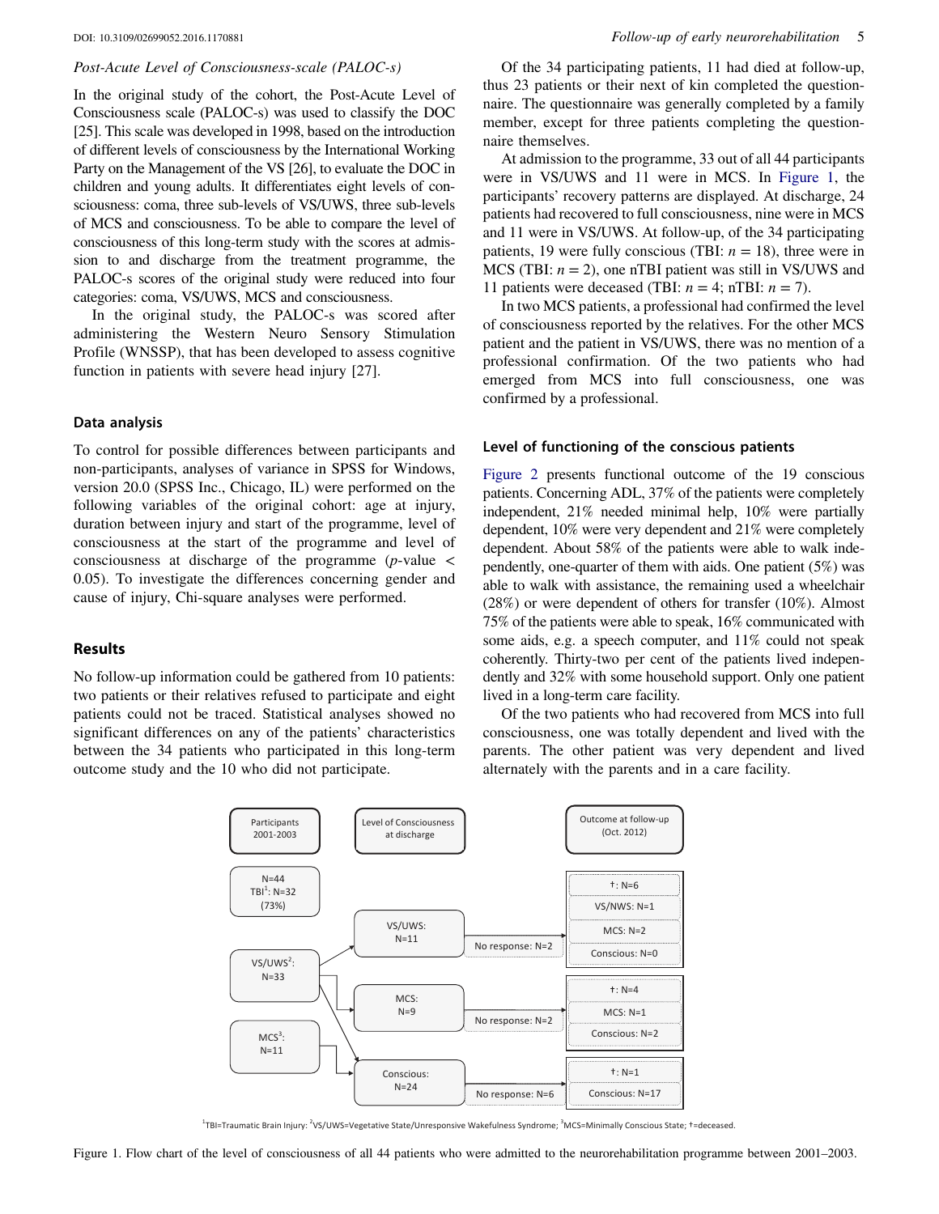*Post-Acute Level of Consciousness-scale (PALOC-s)*

In the original study of the cohort, the Post-Acute Level of Consciousness scale (PALOC-s) was used to classify the DOC [25]. This scale was developed in 1998, based on the introduction of different levels of consciousness by the International Working Party on the Management of the VS [26], to evaluate the DOC in children and young adults. It differentiates eight levels of consciousness: coma, three sub-levels of VS/UWS, three sub-levels of MCS and consciousness. To be able to compare the level of consciousness of this long-term study with the scores at admission to and discharge from the treatment programme, the PALOC-s scores of the original study were reduced into four categories: coma, VS/UWS, MCS and consciousness.

In the original study, the PALOC-s was scored after administering the Western Neuro Sensory Stimulation Profile (WNSSP), that has been developed to assess cognitive function in patients with severe head injury [27].

### Data analysis

To control for possible differences between participants and non-participants, analyses of variance in SPSS for Windows, version 20.0 (SPSS Inc., Chicago, IL) were performed on the following variables of the original cohort: age at injury, duration between injury and start of the programme, level of consciousness at the start of the programme and level of consciousness at discharge of the programme ($p$-value $<$ 0.05). To investigate the differences concerning gender and cause of injury, Chi-square analyses were performed.

## Results

No follow-up information could be gathered from 10 patients: two patients or their relatives refused to participate and eight patients could not be traced. Statistical analyses showed no significant differences on any of the patients' characteristics between the 34 patients who participated in this long-term outcome study and the 10 who did not participate.

Of the 34 participating patients, 11 had died at follow-up, thus 23 patients or their next of kin completed the questionnaire. The questionnaire was generally completed by a family member, except for three patients completing the questionnaire themselves.

At admission to the programme, 33 out of all 44 participants were in VS/UWS and 11 were in MCS. In Figure 1, the participants' recovery patterns are displayed. At discharge, 24 patients had recovered to full consciousness, nine were in MCS and 11 were in VS/UWS. At follow-up, of the 34 participating patients, 19 were fully conscious (TBI: $n = 18$), three were in MCS (TBI: $n = 2$), one nTBI patient was still in VS/UWS and 11 patients were deceased (TBI: $n = 4$; nTBI: $n = 7$).

In two MCS patients, a professional had confirmed the level of consciousness reported by the relatives. For the other MCS patient and the patient in VS/UWS, there was no mention of a professional confirmation. Of the two patients who had emerged from MCS into full consciousness, one was confirmed by a professional.

### Level of functioning of the conscious patients

Figure 2 presents functional outcome of the 19 conscious patients. Concerning ADL, 37% of the patients were completely independent, 21% needed minimal help, 10% were partially dependent, 10% were very dependent and 21% were completely dependent. About 58% of the patients were able to walk independently, one-quarter of them with aids. One patient (5%) was able to walk with assistance, the remaining used a wheelchair (28%) or were dependent of others for transfer (10%). Almost 75% of the patients were able to speak, 16% communicated with some aids, e.g. a speech computer, and 11% could not speak coherently. Thirty-two per cent of the patients lived independently and 32% with some household support. Only one patient lived in a long-term care facility.

Of the two patients who had recovered from MCS into full consciousness, one was totally dependent and lived with the parents. The other patient was very dependent and lived alternately with the parents and in a care facility.

Participants 2001-2003
N=44
TBI[1]: N=32
(73%)
VS/UWS[2]: N=33
MCS[3]: N=11

Level of Consciousness at discharge
VS/UWS: N=11
MCS: N=9
Conscious: N=24

No response: N=2
No response: N=2
No response: N=6

Outcome at follow-up (Oct. 2012)
†: N=6
VS/NWS: N=1
MCS: N=2
Conscious: N=0
†: N=4
MCS: N=1
Conscious: N=2
†: N=1
Conscious: N=17

[1]TBI=Traumatic Brain Injury; [2]VS/UWS=Vegetative State/Unresponsive Wakefulness Syndrome; [3]MCS=Minimally Conscious State; †=deceased.

Figure 1. Flow chart of the level of consciousness of all 44 patients who were admitted to the neurorehabilitation programme between 2001–2003.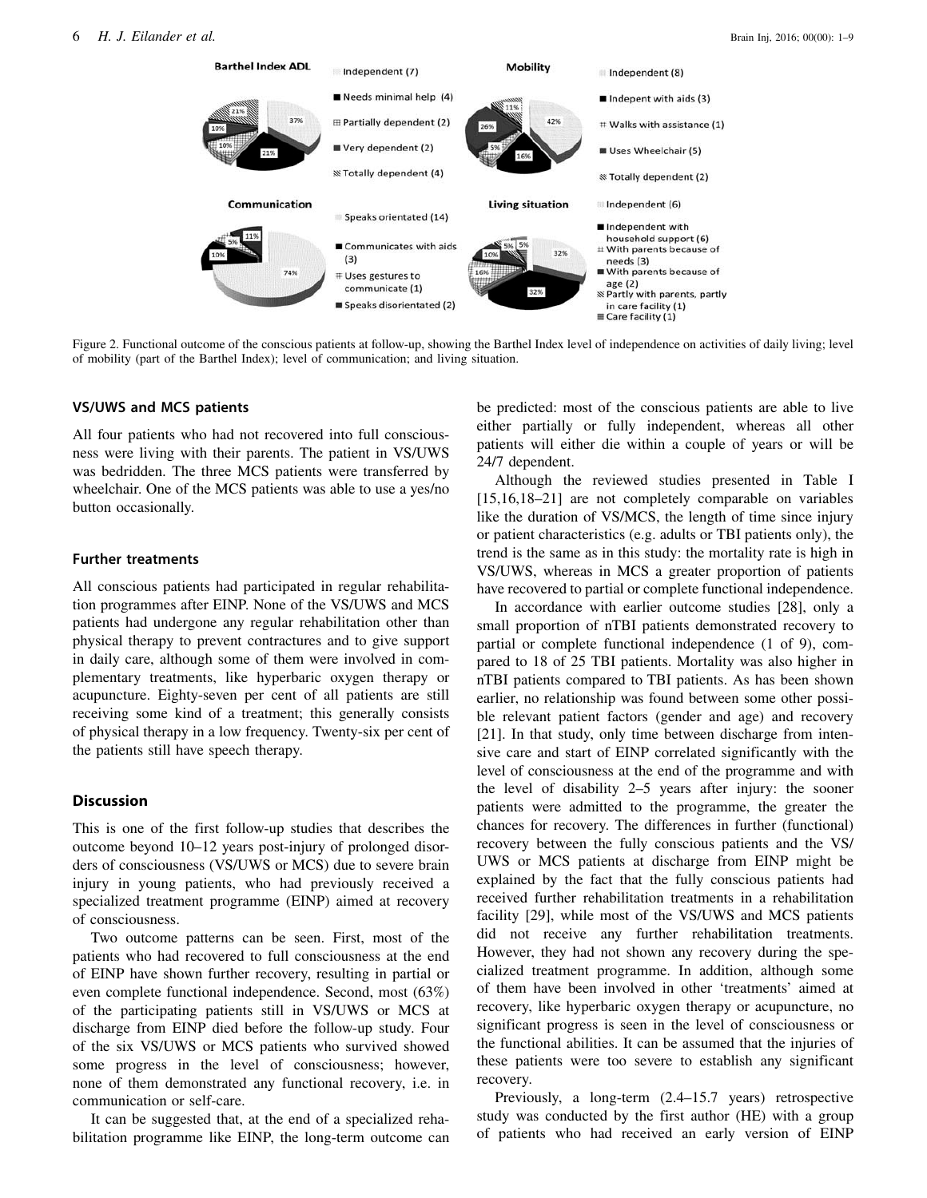Figure 2. Functional outcome of the conscious patients at follow-up, showing the Barthel Index level of independence on activities of daily living; level of mobility (part of the Barthel Index); level of communication; and living situation.

### VS/UWS and MCS patients

All four patients who had not recovered into full consciousness were living with their parents. The patient in VS/UWS was bedridden. The three MCS patients were transferred by wheelchair. One of the MCS patients was able to use a yes/no button occasionally.

### Further treatments

All conscious patients had participated in regular rehabilitation programmes after EINP. None of the VS/UWS and MCS patients had undergone any regular rehabilitation other than physical therapy to prevent contractures and to give support in daily care, although some of them were involved in complementary treatments, like hyperbaric oxygen therapy or acupuncture. Eighty-seven per cent of all patients are still receiving some kind of a treatment; this generally consists of physical therapy in a low frequency. Twenty-six per cent of the patients still have speech therapy.

## Discussion

This is one of the first follow-up studies that describes the outcome beyond 10–12 years post-injury of prolonged disorders of consciousness (VS/UWS or MCS) due to severe brain injury in young patients, who had previously received a specialized treatment programme (EINP) aimed at recovery of consciousness.

Two outcome patterns can be seen. First, most of the patients who had recovered to full consciousness at the end of EINP have shown further recovery, resulting in partial or even complete functional independence. Second, most (63%) of the participating patients still in VS/UWS or MCS at discharge from EINP died before the follow-up study. Four of the six VS/UWS or MCS patients who survived showed some progress in the level of consciousness; however, none of them demonstrated any functional recovery, i.e. in communication or self-care.

It can be suggested that, at the end of a specialized rehabilitation programme like EINP, the long-term outcome can be predicted: most of the conscious patients are able to live either partially or fully independent, whereas all other patients will either die within a couple of years or will be 24/7 dependent.

Although the reviewed studies presented in Table I [15,16,18–21] are not completely comparable on variables like the duration of VS/MCS, the length of time since injury or patient characteristics (e.g. adults or TBI patients only), the trend is the same as in this study: the mortality rate is high in VS/UWS, whereas in MCS a greater proportion of patients have recovered to partial or complete functional independence.

In accordance with earlier outcome studies [28], only a small proportion of nTBI patients demonstrated recovery to partial or complete functional independence (1 of 9), compared to 18 of 25 TBI patients. Mortality was also higher in nTBI patients compared to TBI patients. As has been shown earlier, no relationship was found between some other possible relevant patient factors (gender and age) and recovery [21]. In that study, only time between discharge from intensive care and start of EINP correlated significantly with the level of consciousness at the end of the programme and with the level of disability 2–5 years after injury: the sooner patients were admitted to the programme, the greater the chances for recovery. The differences in further (functional) recovery between the fully conscious patients and the VS/UWS or MCS patients at discharge from EINP might be explained by the fact that the fully conscious patients had received further rehabilitation treatments in a rehabilitation facility [29], while most of the VS/UWS and MCS patients did not receive any further rehabilitation treatments. However, they had not shown any recovery during the specialized treatment programme. In addition, although some of them have been involved in other 'treatments' aimed at recovery, like hyperbaric oxygen therapy or acupuncture, no significant progress is seen in the level of consciousness or the functional abilities. It can be assumed that the injuries of these patients were too severe to establish any significant recovery.

Previously, a long-term (2.4–15.7 years) retrospective study was conducted by the first author (HE) with a group of patients who had received an early version of EINP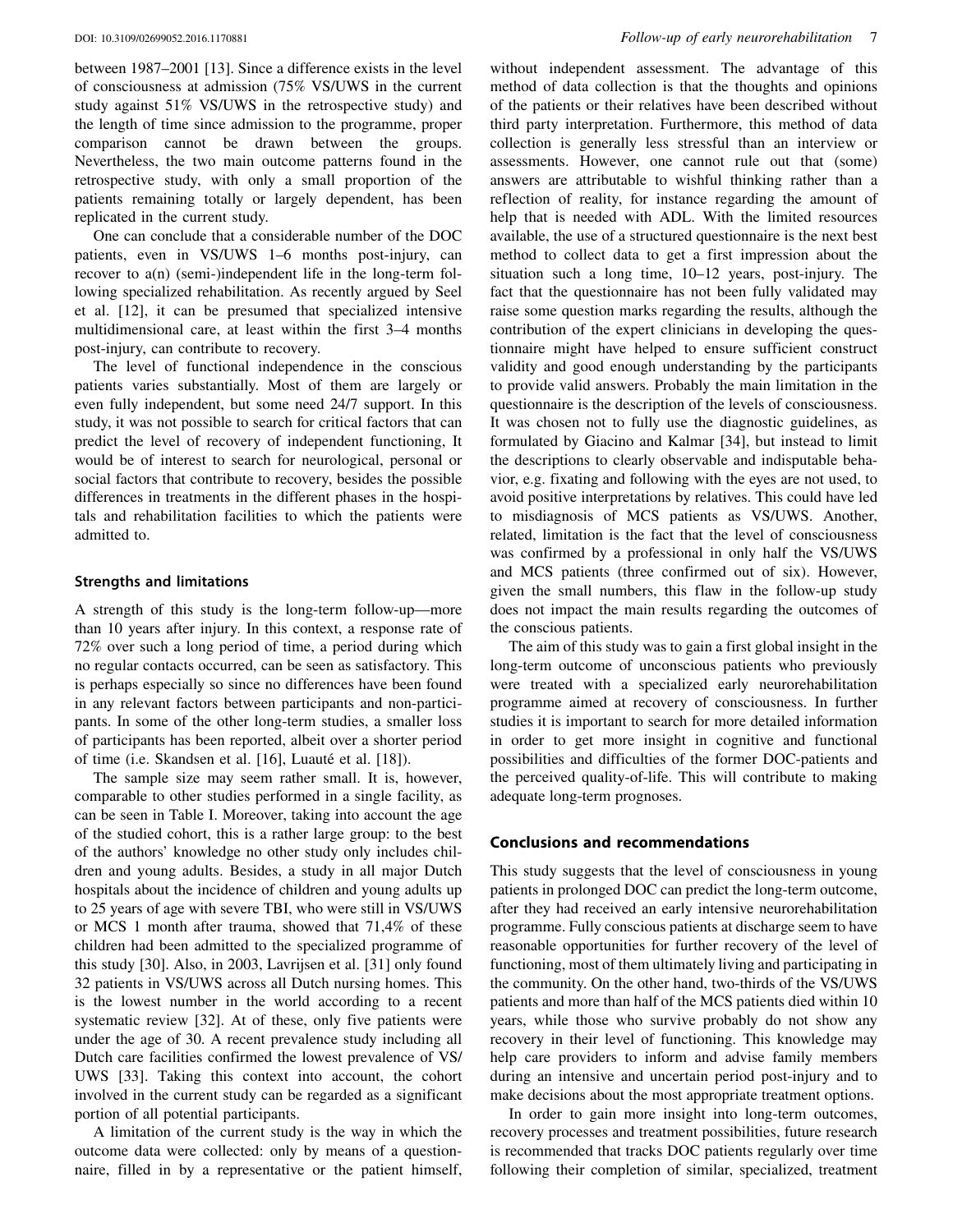between 1987–2001 [13]. Since a difference exists in the level of consciousness at admission (75% VS/UWS in the current study against 51% VS/UWS in the retrospective study) and the length of time since admission to the programme, proper comparison cannot be drawn between the groups. Nevertheless, the two main outcome patterns found in the retrospective study, with only a small proportion of the patients remaining totally or largely dependent, has been replicated in the current study.

One can conclude that a considerable number of the DOC patients, even in VS/UWS 1–6 months post-injury, can recover to a(n) (semi-)independent life in the long-term following specialized rehabilitation. As recently argued by Seel et al. [12], it can be presumed that specialized intensive multidimensional care, at least within the first 3–4 months post-injury, can contribute to recovery.

The level of functional independence in the conscious patients varies substantially. Most of them are largely or even fully independent, but some need 24/7 support. In this study, it was not possible to search for critical factors that can predict the level of recovery of independent functioning, It would be of interest to search for neurological, personal or social factors that contribute to recovery, besides the possible differences in treatments in the different phases in the hospitals and rehabilitation facilities to which the patients were admitted to.

### Strengths and limitations

A strength of this study is the long-term follow-up—more than 10 years after injury. In this context, a response rate of 72% over such a long period of time, a period during which no regular contacts occurred, can be seen as satisfactory. This is perhaps especially so since no differences have been found in any relevant factors between participants and non-participants. In some of the other long-term studies, a smaller loss of participants has been reported, albeit over a shorter period of time (i.e. Skandsen et al. [16], Luauté et al. [18]).

The sample size may seem rather small. It is, however, comparable to other studies performed in a single facility, as can be seen in Table I. Moreover, taking into account the age of the studied cohort, this is a rather large group: to the best of the authors' knowledge no other study only includes children and young adults. Besides, a study in all major Dutch hospitals about the incidence of children and young adults up to 25 years of age with severe TBI, who were still in VS/UWS or MCS 1 month after trauma, showed that 71,4% of these children had been admitted to the specialized programme of this study [30]. Also, in 2003, Lavrijsen et al. [31] only found 32 patients in VS/UWS across all Dutch nursing homes. This is the lowest number in the world according to a recent systematic review [32]. At of these, only five patients were under the age of 30. A recent prevalence study including all Dutch care facilities confirmed the lowest prevalence of VS/UWS [33]. Taking this context into account, the cohort involved in the current study can be regarded as a significant portion of all potential participants.

A limitation of the current study is the way in which the outcome data were collected: only by means of a questionnaire, filled in by a representative or the patient himself, without independent assessment. The advantage of this method of data collection is that the thoughts and opinions of the patients or their relatives have been described without third party interpretation. Furthermore, this method of data collection is generally less stressful than an interview or assessments. However, one cannot rule out that (some) answers are attributable to wishful thinking rather than a reflection of reality, for instance regarding the amount of help that is needed with ADL. With the limited resources available, the use of a structured questionnaire is the next best method to collect data to get a first impression about the situation such a long time, 10–12 years, post-injury. The fact that the questionnaire has not been fully validated may raise some question marks regarding the results, although the contribution of the expert clinicians in developing the questionnaire might have helped to ensure sufficient construct validity and good enough understanding by the participants to provide valid answers. Probably the main limitation in the questionnaire is the description of the levels of consciousness. It was chosen not to fully use the diagnostic guidelines, as formulated by Giacino and Kalmar [34], but instead to limit the descriptions to clearly observable and indisputable behavior, e.g. fixating and following with the eyes are not used, to avoid positive interpretations by relatives. This could have led to misdiagnosis of MCS patients as VS/UWS. Another, related, limitation is the fact that the level of consciousness was confirmed by a professional in only half the VS/UWS and MCS patients (three confirmed out of six). However, given the small numbers, this flaw in the follow-up study does not impact the main results regarding the outcomes of the conscious patients.

The aim of this study was to gain a first global insight in the long-term outcome of unconscious patients who previously were treated with a specialized early neurorehabilitation programme aimed at recovery of consciousness. In further studies it is important to search for more detailed information in order to get more insight in cognitive and functional possibilities and difficulties of the former DOC-patients and the perceived quality-of-life. This will contribute to making adequate long-term prognoses.

## Conclusions and recommendations

This study suggests that the level of consciousness in young patients in prolonged DOC can predict the long-term outcome, after they had received an early intensive neurorehabilitation programme. Fully conscious patients at discharge seem to have reasonable opportunities for further recovery of the level of functioning, most of them ultimately living and participating in the community. On the other hand, two-thirds of the VS/UWS patients and more than half of the MCS patients died within 10 years, while those who survive probably do not show any recovery in their level of functioning. This knowledge may help care providers to inform and advise family members during an intensive and uncertain period post-injury and to make decisions about the most appropriate treatment options.

In order to gain more insight into long-term outcomes, recovery processes and treatment possibilities, future research is recommended that tracks DOC patients regularly over time following their completion of similar, specialized, treatment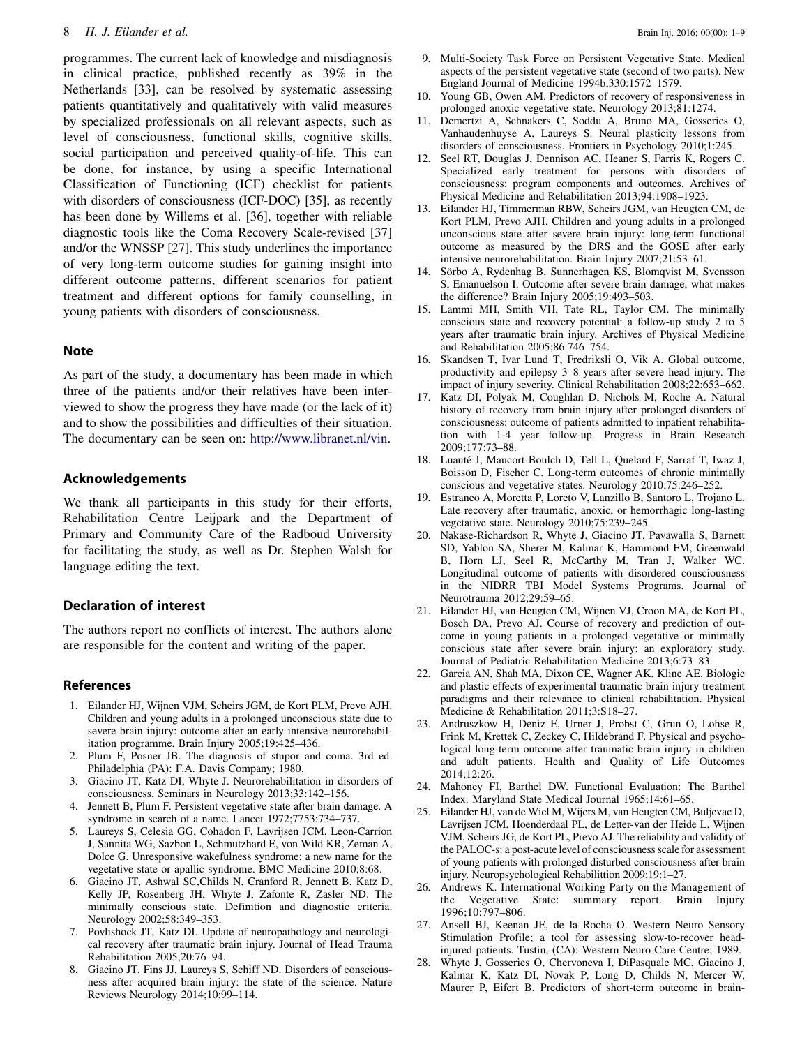programmes. The current lack of knowledge and misdiagnosis in clinical practice, published recently as 39% in the Netherlands [33], can be resolved by systematic assessing patients quantitatively and qualitatively with valid measures by specialized professionals on all relevant aspects, such as level of consciousness, functional skills, cognitive skills, social participation and perceived quality-of-life. This can be done, for instance, by using a specific International Classification of Functioning (ICF) checklist for patients with disorders of consciousness (ICF-DOC) [35], as recently has been done by Willems et al. [36], together with reliable diagnostic tools like the Coma Recovery Scale-revised [37] and/or the WNSSP [27]. This study underlines the importance of very long-term outcome studies for gaining insight into different outcome patterns, different scenarios for patient treatment and different options for family counselling, in young patients with disorders of consciousness.

## Note

As part of the study, a documentary has been made in which three of the patients and/or their relatives have been interviewed to show the progress they have made (or the lack of it) and to show the possibilities and difficulties of their situation. The documentary can be seen on: http://www.libranet.nl/vin.

## Acknowledgements

We thank all participants in this study for their efforts, Rehabilitation Centre Leijpark and the Department of Primary and Community Care of the Radboud University for facilitating the study, as well as Dr. Stephen Walsh for language editing the text.

## Declaration of interest

The authors report no conflicts of interest. The authors alone are responsible for the content and writing of the paper.

## References

1. Eilander HJ, Wijnen VJM, Scheirs JGM, de Kort PLM, Prevo AJH. Children and young adults in a prolonged unconscious state due to severe brain injury: outcome after an early intensive neurorehabilitation programme. Brain Injury 2005;19:425–436.
2. Plum F, Posner JB. The diagnosis of stupor and coma. 3rd ed. Philadelphia (PA): F.A. Davis Company; 1980.
3. Giacino JT, Katz DI, Whyte J. Neurorehabilitation in disorders of consciousness. Seminars in Neurology 2013;33:142–156.
4. Jennett B, Plum F. Persistent vegetative state after brain damage. A syndrome in search of a name. Lancet 1972;7753:734–737.
5. Laureys S, Celesia GG, Cohadon F, Lavrijsen JCM, Leon-Carrion J, Sannita WG, Sazbon L, Schmutzhard E, von Wild KR, Zeman A, Dolce G. Unresponsive wakefulness syndrome: a new name for the vegetative state or apallic syndrome. BMC Medicine 2010;8:68.
6. Giacino JT, Ashwal SC,Childs N, Cranford R, Jennett B, Katz D, Kelly JP, Rosenberg JH, Whyte J, Zafonte R, Zasler ND. The minimally conscious state. Definition and diagnostic criteria. Neurology 2002;58:349–353.
7. Povlishock JT, Katz DI. Update of neuropathology and neurological recovery after traumatic brain injury. Journal of Head Trauma Rehabilitation 2005;20:76–94.
8. Giacino JT, Fins JJ, Laureys S, Schiff ND. Disorders of consciousness after acquired brain injury: the state of the science. Nature Reviews Neurology 2014;10:99–114.
9. Multi-Society Task Force on Persistent Vegetative State. Medical aspects of the persistent vegetative state (second of two parts). New England Journal of Medicine 1994b;330:1572–1579.
10. Young GB, Owen AM. Predictors of recovery of responsiveness in prolonged anoxic vegetative state. Neurology 2013;81:1274.
11. Demertzi A, Schnakers C, Soddu A, Bruno MA, Gosseries O, Vanhaudenhuyse A, Laureys S. Neural plasticity lessons from disorders of consciousness. Frontiers in Psychology 2010;1:245.
12. Seel RT, Douglas J, Dennison AC, Heaner S, Farris K, Rogers C. Specialized early treatment for persons with disorders of consciousness: program components and outcomes. Archives of Physical Medicine and Rehabilitation 2013;94:1908–1923.
13. Eilander HJ, Timmerman RBW, Scheirs JGM, van Heugten CM, de Kort PLM, Prevo AJH. Children and young adults in a prolonged unconscious state after severe brain injury: long-term functional outcome as measured by the DRS and the GOSE after early intensive neurorehabilitation. Brain Injury 2007;21:53–61.
14. Sörbo A, Rydenhag B, Sunnerhagen KS, Blomqvist M, Svensson S, Emanuelson I. Outcome after severe brain damage, what makes the difference? Brain Injury 2005;19:493–503.
15. Lammi MH, Smith VH, Tate RL, Taylor CM. The minimally conscious state and recovery potential: a follow-up study 2 to 5 years after traumatic brain injury. Archives of Physical Medicine and Rehabilitation 2005;86:746–754.
16. Skandsen T, Ivar Lund T, Fredriksli O, Vik A. Global outcome, productivity and epilepsy 3–8 years after severe head injury. The impact of injury severity. Clinical Rehabilitation 2008;22:653–662.
17. Katz DI, Polyak M, Coughlan D, Nichols M, Roche A. Natural history of recovery from brain injury after prolonged disorders of consciousness: outcome of patients admitted to inpatient rehabilitation with 1-4 year follow-up. Progress in Brain Research 2009;177:73–88.
18. Luauté J, Maucort-Boulch D, Tell L, Quelard F, Sarraf T, Iwaz J, Boisson D, Fischer C. Long-term outcomes of chronic minimally conscious and vegetative states. Neurology 2010;75:246–252.
19. Estraneo A, Moretta P, Loreto V, Lanzillo B, Santoro L, Trojano L. Late recovery after traumatic, anoxic, or hemorrhagic long-lasting vegetative state. Neurology 2010;75:239–245.
20. Nakase-Richardson R, Whyte J, Giacino JT, Pavawalla S, Barnett SD, Yablon SA, Sherer M, Kalmar K, Hammond FM, Greenwald B, Horn LJ, Seel R, McCarthy M, Tran J, Walker WC. Longitudinal outcome of patients with disordered consciousness in the NIDRR TBI Model Systems Programs. Journal of Neurotrauma 2012;29:59–65.
21. Eilander HJ, van Heugten CM, Wijnen VJ, Croon MA, de Kort PL, Bosch DA, Prevo AJ. Course of recovery and prediction of outcome in young patients in a prolonged vegetative or minimally conscious state after severe brain injury: an exploratory study. Journal of Pediatric Rehabilitation Medicine 2013;6:73–83.
22. Garcia AN, Shah MA, Dixon CE, Wagner AK, Kline AE. Biologic and plastic effects of experimental traumatic brain injury treatment paradigms and their relevance to clinical rehabilitation. Physical Medicine & Rehabilitation 2011;3:S18–27.
23. Andruszkow H, Deniz E, Urner J, Probst C, Grun O, Lohse R, Frink M, Krettek C, Zeckey C, Hildebrand F. Physical and psychological long-term outcome after traumatic brain injury in children and adult patients. Health and Quality of Life Outcomes 2014;12:26.
24. Mahoney FI, Barthel DW. Functional Evaluation: The Barthel Index. Maryland State Medical Journal 1965;14:61–65.
25. Eilander HJ, van de Wiel M, Wijers M, van Heugten CM, Buljevac D, Lavrijsen JCM, Hoenderdaal PL, de Letter-van der Heide L, Wijnen VJM, Scheirs JG, de Kort PL, Prevo AJ. The reliability and validity of the PALOC-s: a post-acute level of consciousness scale for assessment of young patients with prolonged disturbed consciousness after brain injury. Neuropsychological Rehabilittion 2009;19:1–27.
26. Andrews K. International Working Party on the Management of the Vegetative State: summary report. Brain Injury 1996;10:797–806.
27. Ansell BJ, Keenan JE, de la Rocha O. Western Neuro Sensory Stimulation Profile; a tool for assessing slow-to-recover head-injured patients. Tustin, (CA): Western Neuro Care Centre; 1989.
28. Whyte J, Gosseries O, Chervoneva I, DiPasquale MC, Giacino J, Kalmar K, Katz DI, Novak P, Long D, Childs N, Mercer W, Maurer P, Eifert B. Predictors of short-term outcome in brain-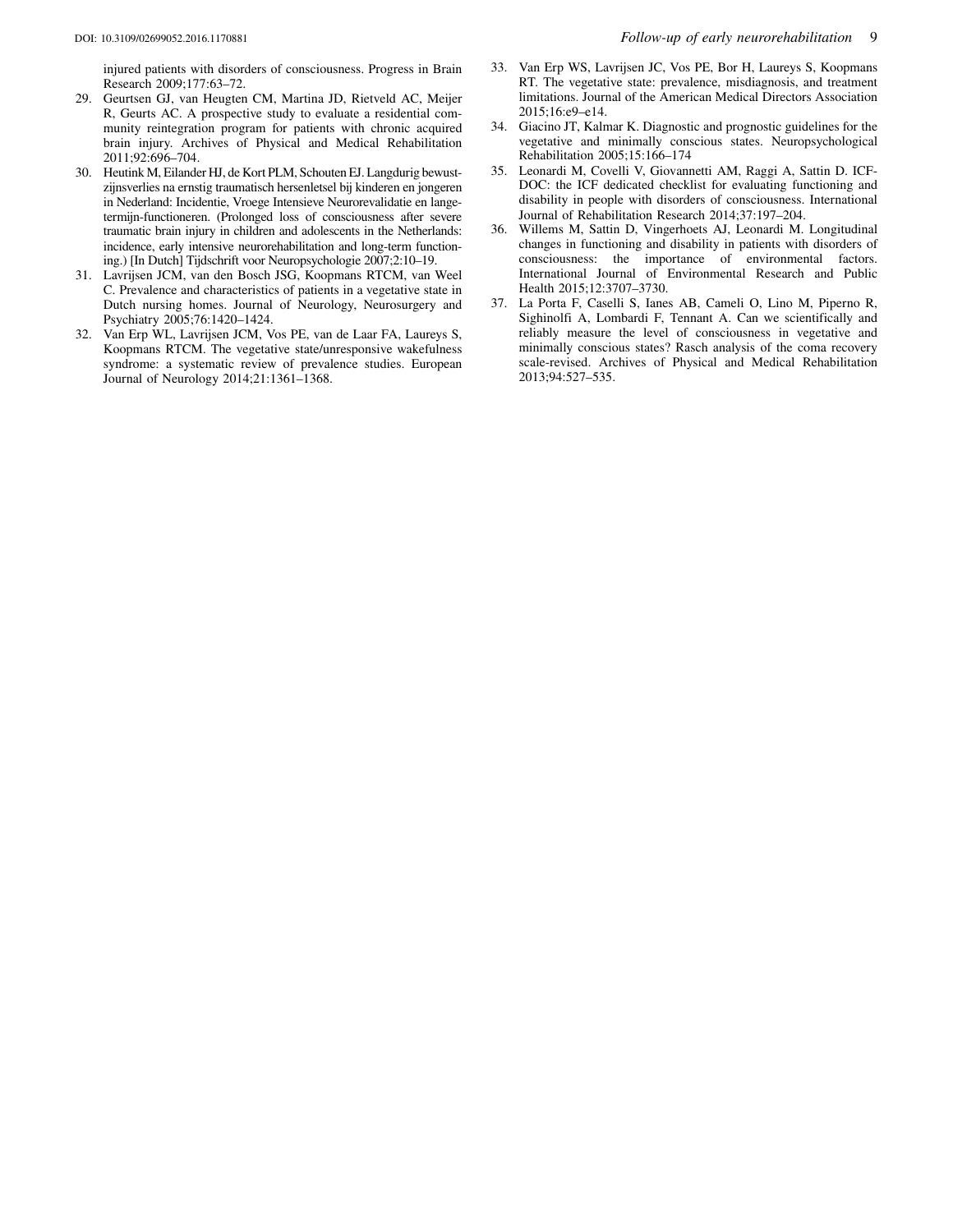injured patients with disorders of consciousness. Progress in Brain Research 2009;177:63–72.

29. Geurtsen GJ, van Heugten CM, Martina JD, Rietveld AC, Meijer R, Geurts AC. A prospective study to evaluate a residential community reintegration program for patients with chronic acquired brain injury. Archives of Physical and Medical Rehabilitation 2011;92:696–704.
30. Heutink M, Eilander HJ, de Kort PLM, Schouten EJ. Langdurig bewustzijnsverlies na ernstig traumatisch hersenletsel bij kinderen en jongeren in Nederland: Incidentie, Vroege Intensieve Neurorevalidatie en langetermijn-functioneren. (Prolonged loss of consciousness after severe traumatic brain injury in children and adolescents in the Netherlands: incidence, early intensive neurorehabilitation and long-term functioning.) [In Dutch] Tijdschrift voor Neuropsychologie 2007;2:10–19.
31. Lavrijsen JCM, van den Bosch JSG, Koopmans RTCM, van Weel C. Prevalence and characteristics of patients in a vegetative state in Dutch nursing homes. Journal of Neurology, Neurosurgery and Psychiatry 2005;76:1420–1424.
32. Van Erp WL, Lavrijsen JCM, Vos PE, van de Laar FA, Laureys S, Koopmans RTCM. The vegetative state/unresponsive wakefulness syndrome: a systematic review of prevalence studies. European Journal of Neurology 2014;21:1361–1368.
33. Van Erp WS, Lavrijsen JC, Vos PE, Bor H, Laureys S, Koopmans RT. The vegetative state: prevalence, misdiagnosis, and treatment limitations. Journal of the American Medical Directors Association 2015;16:e9–e14.
34. Giacino JT, Kalmar K. Diagnostic and prognostic guidelines for the vegetative and minimally conscious states. Neuropsychological Rehabilitation 2005;15:166–174
35. Leonardi M, Covelli V, Giovannetti AM, Raggi A, Sattin D. ICF-DOC: the ICF dedicated checklist for evaluating functioning and disability in people with disorders of consciousness. International Journal of Rehabilitation Research 2014;37:197–204.
36. Willems M, Sattin D, Vingerhoets AJ, Leonardi M. Longitudinal changes in functioning and disability in patients with disorders of consciousness: the importance of environmental factors. International Journal of Environmental Research and Public Health 2015;12:3707–3730.
37. La Porta F, Caselli S, Ianes AB, Cameli O, Lino M, Piperno R, Sighinolfi A, Lombardi F, Tennant A. Can we scientifically and reliably measure the level of consciousness in vegetative and minimally conscious states? Rasch analysis of the coma recovery scale-revised. Archives of Physical and Medical Rehabilitation 2013;94:527–535.